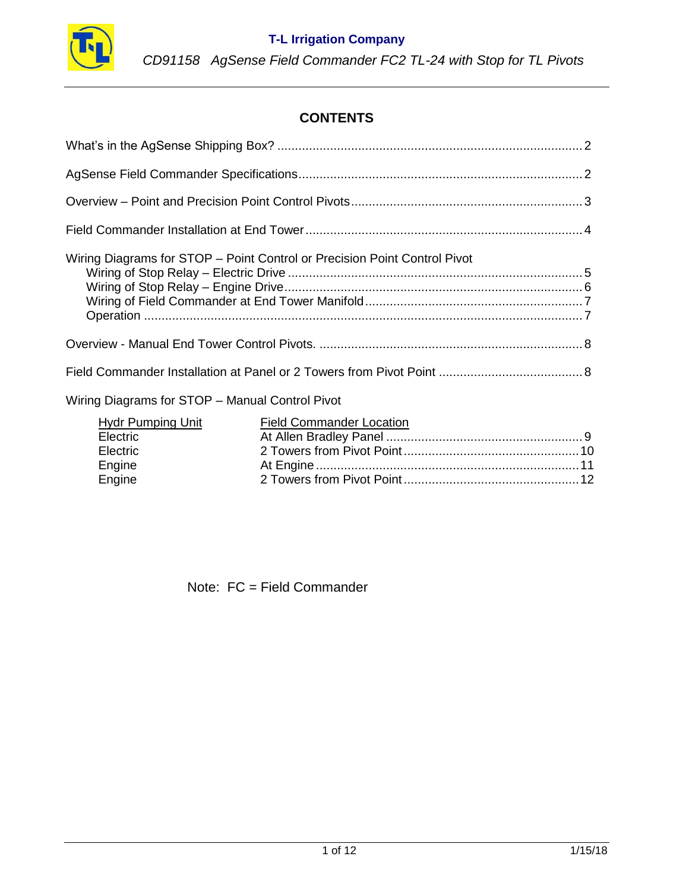**T-L Irrigation Company**

*CD91158 AgSense Field Commander FC2 TL-24 with Stop for TL Pivots*

## CONTENTS

What's in the AgSense Shipping Box? ........ 2

AgSense Field Commander Specifications ........ 2

Overview – Point and Precision Point Control Pivots ........ 3

Field Commander Installation at End Tower ........ 4

Wiring Diagrams for STOP – Point Control or Precision Point Control Pivot
- Wiring of Stop Relay – Electric Drive ........ 5
- Wiring of Stop Relay – Engine Drive ........ 6
- Wiring of Field Commander at End Tower Manifold ........ 7
- Operation ........ 7

Overview - Manual End Tower Control Pivots. ........ 8

Field Commander Installation at Panel or 2 Towers from Pivot Point ........ 8

Wiring Diagrams for STOP – Manual Control Pivot

| Hydr Pumping Unit | Field Commander Location | Page |
|---|---|---|
| Electric | At Allen Bradley Panel | 9 |
| Electric | 2 Towers from Pivot Point | 10 |
| Engine | At Engine | 11 |
| Engine | 2 Towers from Pivot Point | 12 |

Note: FC = Field Commander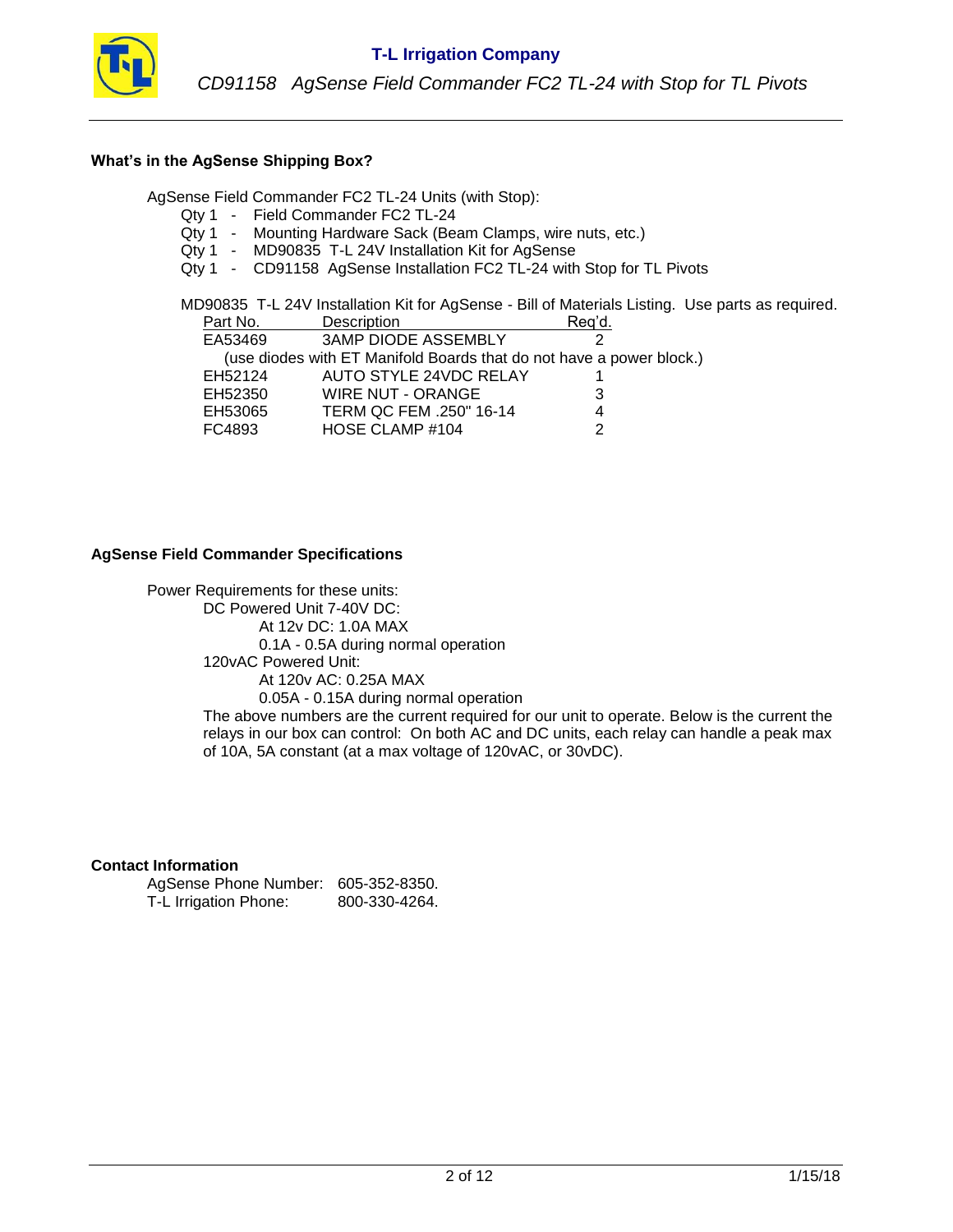### What's in the AgSense Shipping Box?

AgSense Field Commander FC2 TL-24 Units (with Stop):

- Qty 1 - Field Commander FC2 TL-24
- Qty 1 - Mounting Hardware Sack (Beam Clamps, wire nuts, etc.)
- Qty 1 - MD90835 T-L 24V Installation Kit for AgSense
- Qty 1 - CD91158 AgSense Installation FC2 TL-24 with Stop for TL Pivots

MD90835 T-L 24V Installation Kit for AgSense - Bill of Materials Listing. Use parts as required.

| Part No. | Description | Req'd. |
|---|---|---|
| EA53469 | 3AMP DIODE ASSEMBLY | 2 |
| (use diodes with ET Manifold Boards that do not have a power block.) | | |
| EH52124 | AUTO STYLE 24VDC RELAY | 1 |
| EH52350 | WIRE NUT - ORANGE | 3 |
| EH53065 | TERM QC FEM .250" 16-14 | 4 |
| FC4893 | HOSE CLAMP #104 | 2 |

### AgSense Field Commander Specifications

Power Requirements for these units:

- DC Powered Unit 7-40V DC:
  - At 12v DC: 1.0A MAX
  - 0.1A - 0.5A during normal operation
- 120vAC Powered Unit:
  - At 120v AC: 0.25A MAX
  - 0.05A - 0.15A during normal operation

The above numbers are the current required for our unit to operate. Below is the current the relays in our box can control: On both AC and DC units, each relay can handle a peak max of 10A, 5A constant (at a max voltage of 120vAC, or 30vDC).

### Contact Information

AgSense Phone Number: 605-352-8350.
T-L Irrigation Phone: 800-330-4264.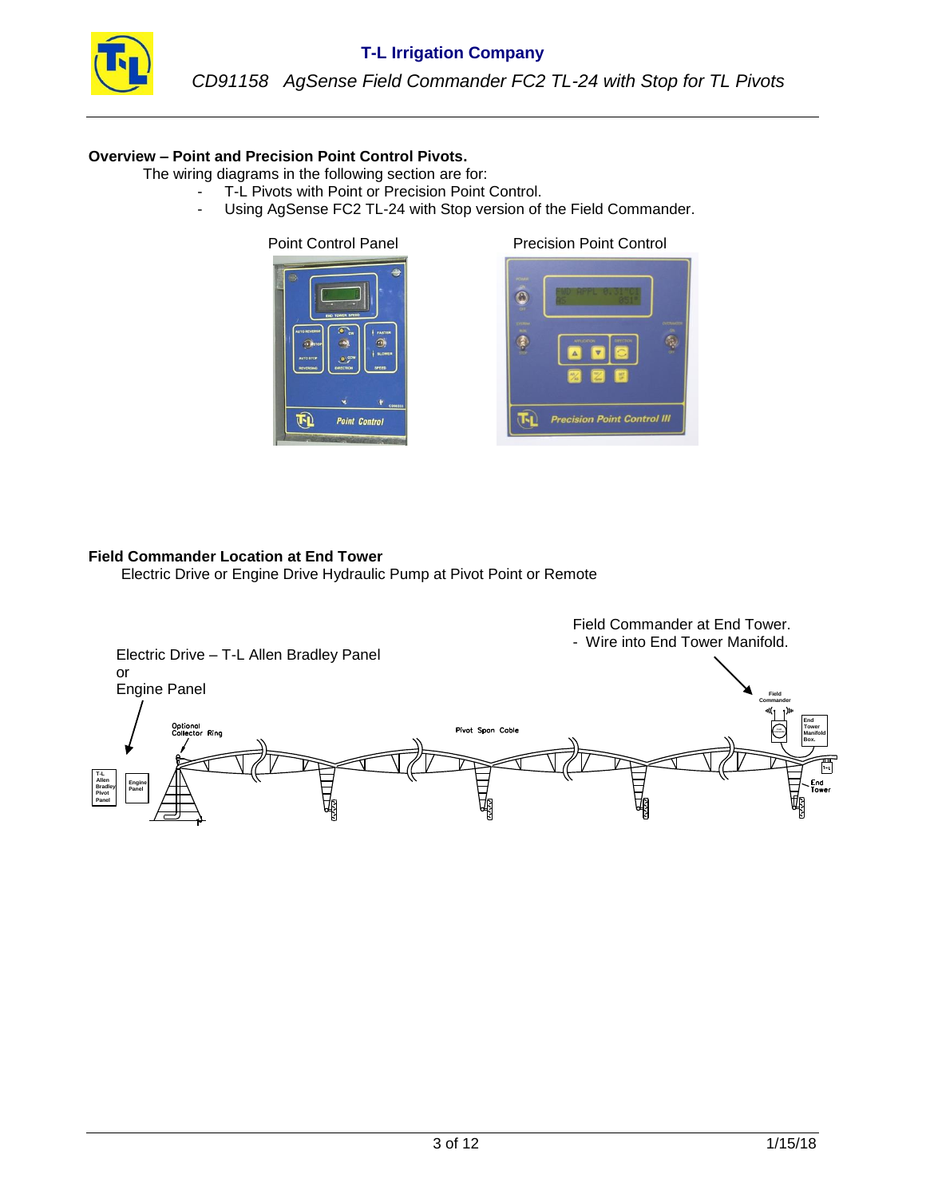**Overview – Point and Precision Point Control Pivots.**

The wiring diagrams in the following section are for:

- T-L Pivots with Point or Precision Point Control.
- Using AgSense FC2 TL-24 with Stop version of the Field Commander.

Point Control Panel

Precision Point Control

**Field Commander Location at End Tower**

Electric Drive or Engine Drive Hydraulic Pump at Pivot Point or Remote

Electric Drive – T-L Allen Bradley Panel
or
Engine Panel

Field Commander at End Tower.
- Wire into End Tower Manifold.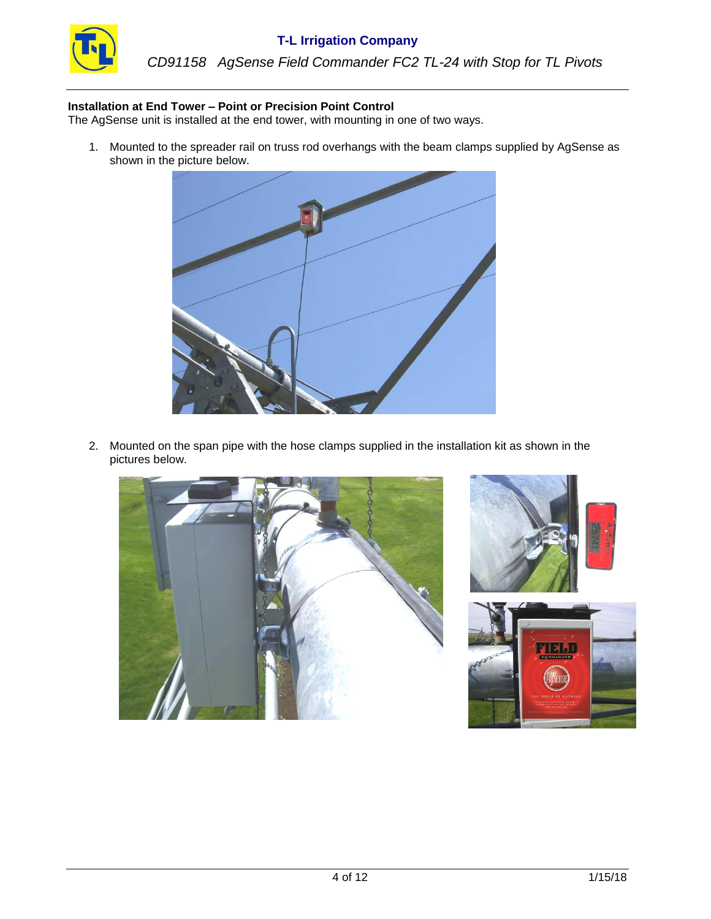**Installation at End Tower – Point or Precision Point Control**

The AgSense unit is installed at the end tower, with mounting in one of two ways.

1. Mounted to the spreader rail on truss rod overhangs with the beam clamps supplied by AgSense as shown in the picture below.

2. Mounted on the span pipe with the hose clamps supplied in the installation kit as shown in the pictures below.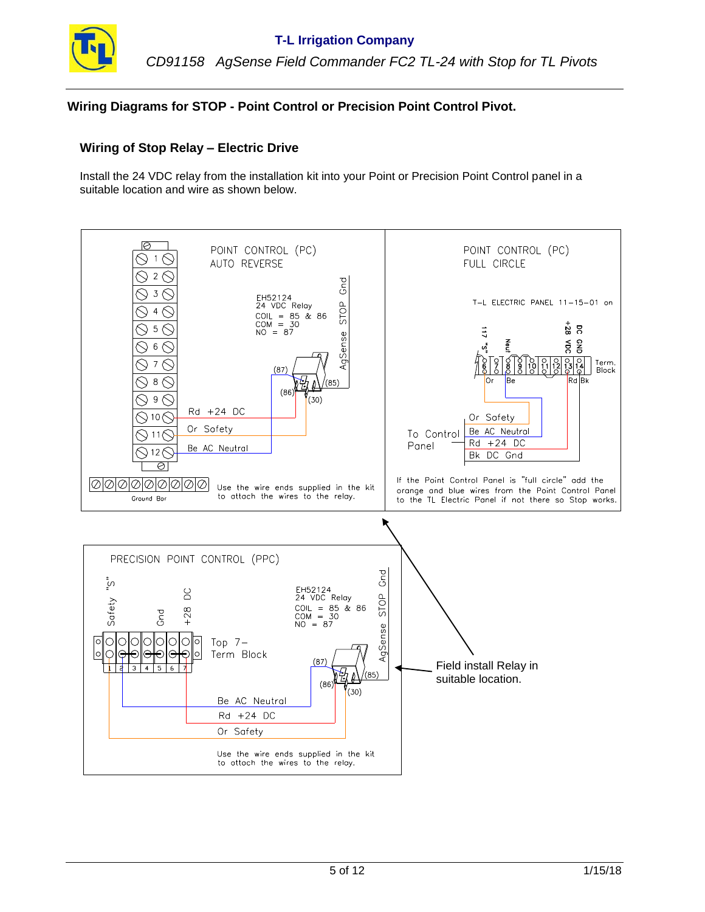## Wiring Diagrams for STOP - Point Control or Precision Point Control Pivot.

### Wiring of Stop Relay – Electric Drive

Install the 24 VDC relay from the installation kit into your Point or Precision Point Control panel in a suitable location and wire as shown below.

POINT CONTROL (PC)
AUTO REVERSE

EH52124
24 VDC Relay
COIL = 85 & 86
COM = 30
NO = 87

AgSense STOP Gnd

(87) (86) (85) (30)

Rd +24 DC
Or Safety
Be AC Neutral

Ground Bar

Use the wire ends supplied in the kit to attach the wires to the relay.

POINT CONTROL (PC)
FULL CIRCLE

T-L ELECTRIC PANEL 11-15-01 on

117 "S" | Neut | +28 VDC | DC GND

Term. Block

Or | Be | Rd | Bk

To Control Panel

Or Safety
Be AC Neutral
Rd +24 DC
Bk DC Gnd

If the Point Control Panel is "full circle" add the orange and blue wires from the Point Control Panel to the TL Electric Panel if not there so Stop works.

PRECISION POINT CONTROL (PPC)

Safety "S" | Gnd | +28 DC

Top 7- Term Block

EH52124
24 VDC Relay
COIL = 85 & 86
COM = 30
NO = 87

AgSense STOP Gnd

(87) (86) (85) (30)

Be AC Neutral
Rd +24 DC
Or Safety

Use the wire ends supplied in the kit to attach the wires to the relay.

Field install Relay in suitable location.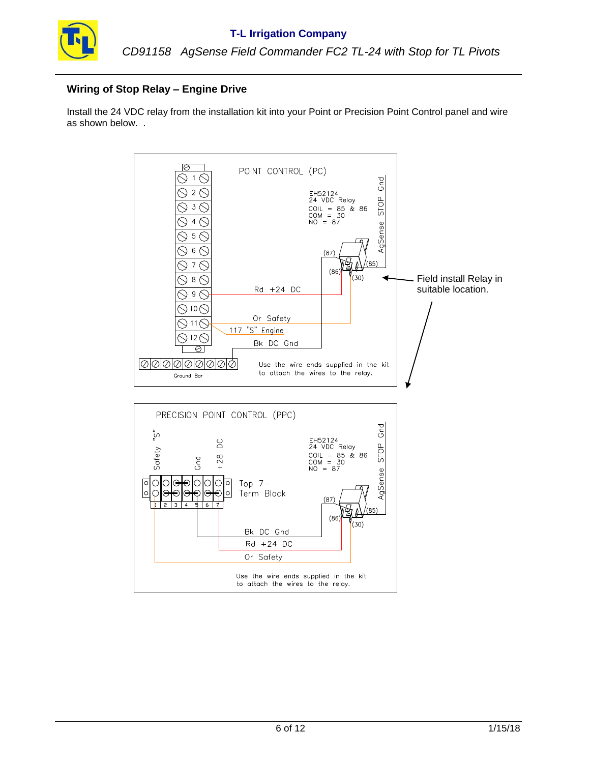## Wiring of Stop Relay – Engine Drive

Install the 24 VDC relay from the installation kit into your Point or Precision Point Control panel and wire as shown below. .

POINT CONTROL (PC)

EH52124
24 VDC Relay
COIL = 85 & 86
COM = 30
NO = 87

AgSense STOP Gnd

(87)
(86)
(85)
(30)

Rd +24 DC

Or Safety

117 "S" Engine

Bk DC Gnd

Ground Bar

Use the wire ends supplied in the kit to attach the wires to the relay.

Field install Relay in suitable location.

PRECISION POINT CONTROL (PPC)

Safety "S"

Gnd

+28 DC

Top 7-Term Block

EH52124
24 VDC Relay
COIL = 85 & 86
COM = 30
NO = 87

AgSense STOP Gnd

(87)
(86)
(85)
(30)

Bk DC Gnd

Rd +24 DC

Or Safety

Use the wire ends supplied in the kit to attach the wires to the relay.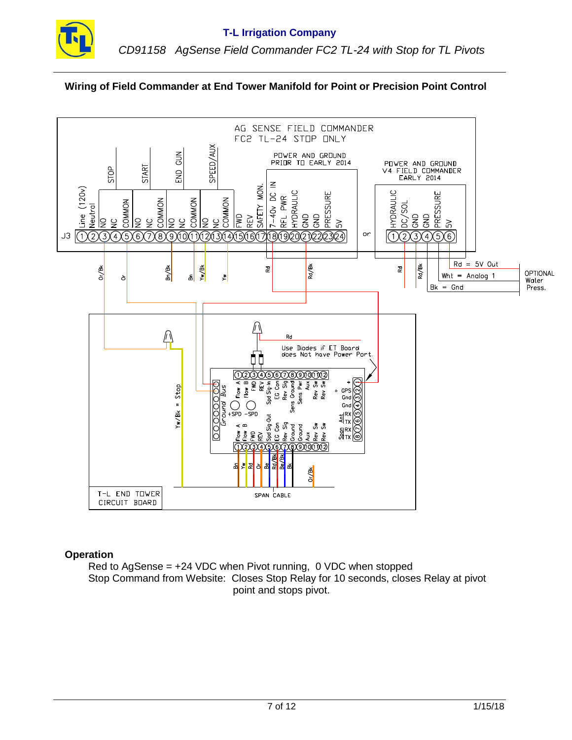## Wiring of Field Commander at End Tower Manifold for Point or Precision Point Control

AG SENSE FIELD COMMANDER
FC2 TL-24 STOP ONLY

POWER AND GROUND PRIOR TO EARLY 2014

POWER AND GROUND V4 FIELD COMMANDER EARLY 2014

J3: 1 Line (120v), 2 Neutral, 3 NO, 4 NC, 5 COMMON (STOP), 6 NO, 7 NC, 8 COMMON (START), 9 NO, 10 NC, 11 COMMON (END GUN), 12 NO, 13 NC, 14 COMMON (SPEED/AUX), 15 FWD, 16 REV, 17 SAFETY MON., 18 7-40v DC IN, 19 RFL PWR, 20 HYDRAULIC, 21 GND, 22 GND, 23 PRESSURE, 24 5V

or

1 HYDRAULIC, 2 DC/SOL, 3 GND, 4 GND, 5 PRESSURE, 6 5V

Or/Bk, Or, Bn/Bk, Bn, Yw/Bk, Yw, Rd, Rd/Bk, Rd, Rd/Bk

Rd = 5V Out
Wht = Analog 1
Bk = Gnd

OPTIONAL Water Press.

Rd

Use Diodes if ET Board does Not have Power Port.

Yw/Bk = Stop

Ground Bus

Flow A, Flow B, FWD, REV, Spd Sig-In, EG Con, Rev Sig, Sens Ground, Sens Pwr, Aux, Rev Sw, Rev Sw

+SPD, -SPD

+, GPS, Gnd, Gnd, Ant RX, TX, Span RX, TX

Flow A, Flow B, FWD, REV, Spd Sig-Out, EG Con, Rev Sig, Ground, Ground, Aux, Rev Sw, Rev Sw

Bn, Yw, Rd, Or, Be, Rd/Bk, Be/Bk, Bk, Or/Bk

T-L END TOWER CIRCUIT BOARD

SPAN CABLE

### Operation

Red to AgSense = +24 VDC when Pivot running, 0 VDC when stopped
Stop Command from Website: Closes Stop Relay for 10 seconds, closes Relay at pivot point and stops pivot.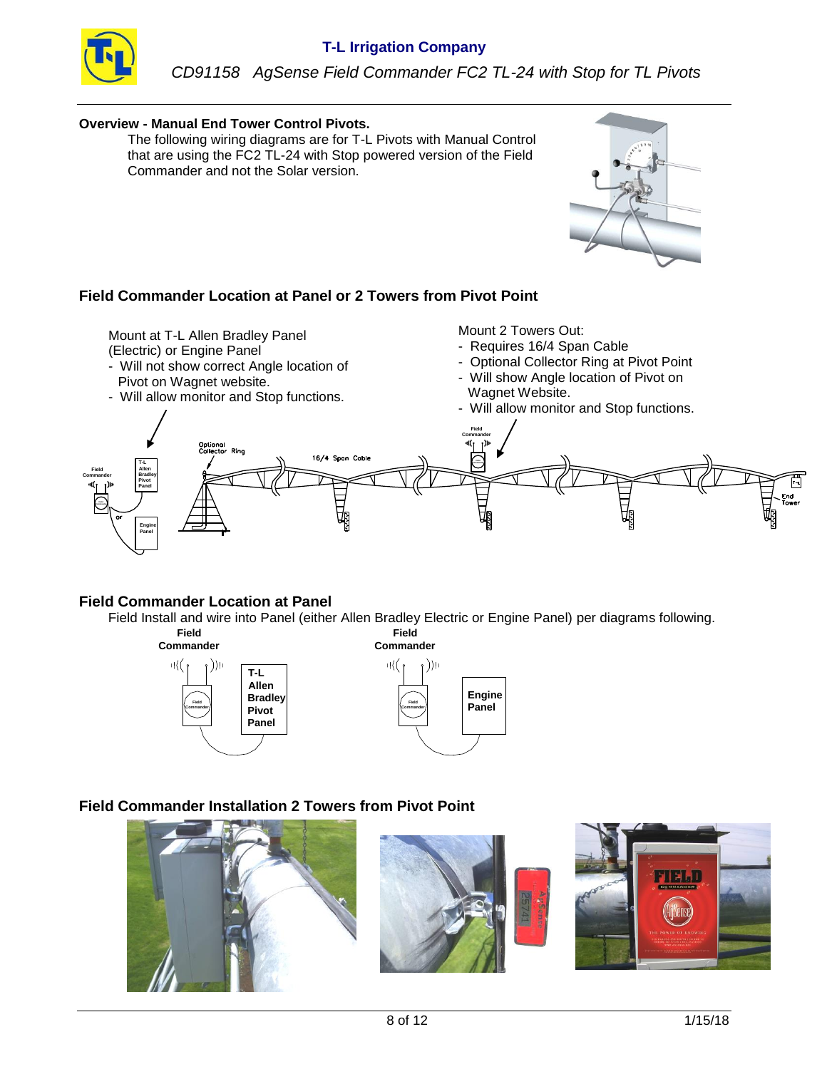## Overview - Manual End Tower Control Pivots.

The following wiring diagrams are for T-L Pivots with Manual Control that are using the FC2 TL-24 with Stop powered version of the Field Commander and not the Solar version.

## Field Commander Location at Panel or 2 Towers from Pivot Point

Mount at T-L Allen Bradley Panel (Electric) or Engine Panel
- Will not show correct Angle location of Pivot on Wagnet website.
- Will allow monitor and Stop functions.

Mount 2 Towers Out:
- Requires 16/4 Span Cable
- Optional Collector Ring at Pivot Point
- Will show Angle location of Pivot on Wagnet Website.
- Will allow monitor and Stop functions.

## Field Commander Location at Panel

Field Install and wire into Panel (either Allen Bradley Electric or Engine Panel) per diagrams following.

## Field Commander Installation 2 Towers from Pivot Point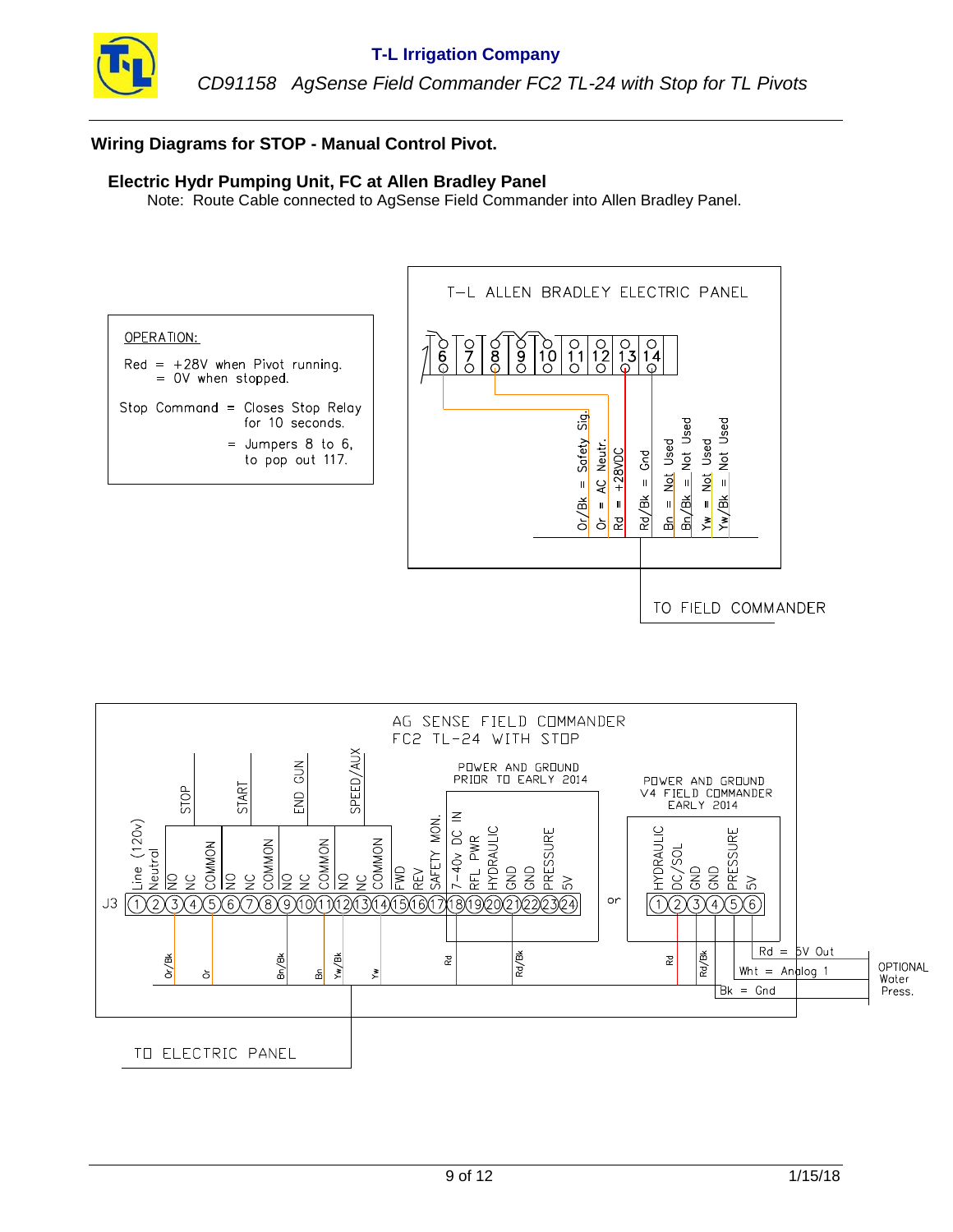## Wiring Diagrams for STOP - Manual Control Pivot.

### Electric Hydr Pumping Unit, FC at Allen Bradley Panel

Note: Route Cable connected to AgSense Field Commander into Allen Bradley Panel.

OPERATION:

Red = +28V when Pivot running.
= 0V when stopped.

Stop Command = Closes Stop Relay for 10 seconds.
= Jumpers 8 to 6, to pop out 117.

T-L ALLEN BRADLEY ELECTRIC PANEL

6 7 8 9 10 11 12 13 14

- Or/Bk = Safety Sig.
- Or = AC Neutr.
- Rd = +28VDC
- Rd/Bk = Gnd
- Bn = Not Used
- Bn/Bk = Not Used
- Yw = Not Used
- Yw/Bk = Not Used

TO FIELD COMMANDER

AG SENSE FIELD COMMANDER
FC2 TL-24 WITH STOP

J3

| 1 | 2 | 3 | 4 | 5 | 6 | 7 | 8 | 9 | 10 | 11 | 12 | 13 | 14 | 15 | 16 | 17 | 18 | 19 | 20 | 21 | 22 | 23 | 24 |
|---|---|---|---|---|---|---|---|---|---|---|---|---|---|---|---|---|---|---|---|---|---|---|---|
| Line (120v) | Neutral | NO | NC | COMMON | NO | NC | COMMON | NO | NC | COMMON | NO | NC | COMMON | FWD | REV | SAFETY MON. | 7-40v DC IN | RFL PWR | HYDRAULIC | GND | GND | PRESSURE | 5V |
| | | STOP | | | START | | | END GUN | | | SPEED/AUX | | | | | | | | | | | | |
| | | Or/Bk | | Or | | | Bn/Bk | | | Bn | Yw/Bk | | Yw | | | | Rd | | | Rd/Bk | | | |

POWER AND GROUND PRIOR TO EARLY 2014 (terminals 18–24)

or

POWER AND GROUND V4 FIELD COMMANDER EARLY 2014

| 1 | 2 | 3 | 4 | 5 | 6 |
|---|---|---|---|---|---|
| HYDRAULIC | DC/SOL | GND | GND | PRESSURE | 5V |
| | Rd | Rd/Bk | | | |

OPTIONAL Water Press.:
- Rd = 5V Out
- Wht = Analog 1
- Bk = Gnd

TO ELECTRIC PANEL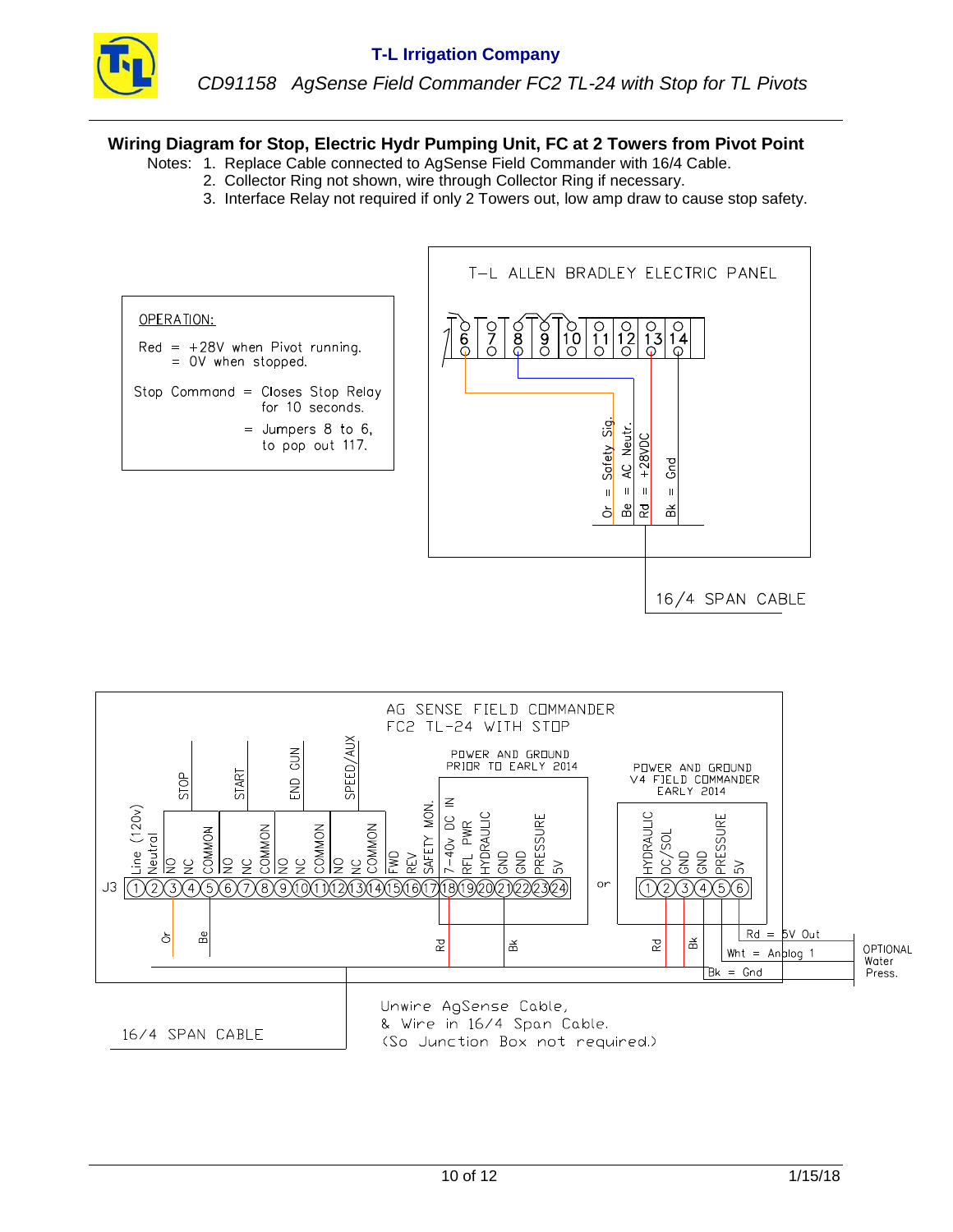## Wiring Diagram for Stop, Electric Hydr Pumping Unit, FC at 2 Towers from Pivot Point

Notes:
1. Replace Cable connected to AgSense Field Commander with 16/4 Cable.
2. Collector Ring not shown, wire through Collector Ring if necessary.
3. Interface Relay not required if only 2 Towers out, low amp draw to cause stop safety.

OPERATION:

Red = +28V when Pivot running.
= 0V when stopped.

Stop Command = Closes Stop Relay for 10 seconds.
= Jumpers 8 to 6, to pop out 117.

T-L ALLEN BRADLEY ELECTRIC PANEL

6 7 8 9 10 11 12 13 14

Or = Safety Sig.
Be = AC Neutr.
Rd = +28VDC
Bk = Gnd

16/4 SPAN CABLE

AG SENSE FIELD COMMANDER
FC2 TL-24 WITH STOP

POWER AND GROUND PRIOR TO EARLY 2014

POWER AND GROUND V4 FIELD COMMANDER EARLY 2014

J3: 1 Line (120v), 2 Neutral, STOP: 3 NO, 4 NC, 5 COMMON, START: 6 NO, 7 NC, 8 COMMON, END GUN: 9 NO, 10 NC, 11 COMMON, SPEED/AUX: 12 NO, 13 NC, 14 COMMON, 15 FWD, 16 REV, 17 SAFETY MON., 18 7-40v DC IN, 19 RFL PWR, 20 HYDRAULIC, 21 GND, 22 GND, 23 PRESSURE, 24 5V

or

1 HYDRAULIC, 2 DC/SOL, 3 GND, 4 GND, 5 PRESSURE, 6 5V

Or, Be, Rd, Bk, Rd, Bk

Rd = 5V Out
Wht = Analog 1
Bk = Gnd

OPTIONAL Water Press.

16/4 SPAN CABLE

Unwire AgSense Cable,
& Wire in 16/4 Span Cable.
(So Junction Box not required.)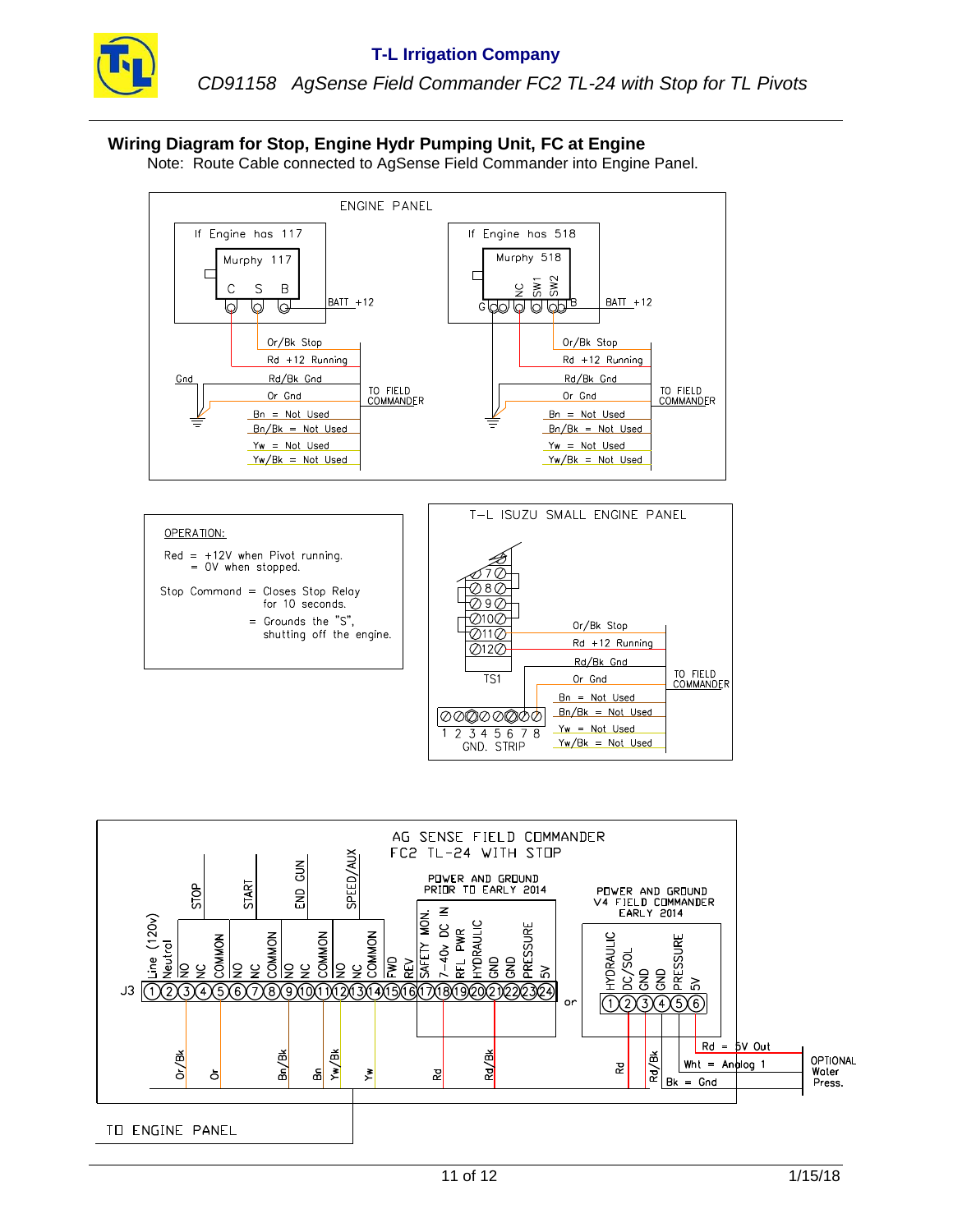**Wiring Diagram for Stop, Engine Hydr Pumping Unit, FC at Engine**

Note: Route Cable connected to AgSense Field Commander into Engine Panel.

ENGINE PANEL

If Engine has 117

Murphy 117

C S B

BATT +12

Or/Bk Stop
Rd +12 Running
Rd/Bk Gnd
Or Gnd
Bn = Not Used
Bn/Bk = Not Used
Yw = Not Used
Yw/Bk = Not Used

Gnd

TO FIELD COMMANDER

If Engine has 518

Murphy 518

G NC SW1 SW2 B

BATT +12

Or/Bk Stop
Rd +12 Running
Rd/Bk Gnd
Or Gnd
Bn = Not Used
Bn/Bk = Not Used
Yw = Not Used
Yw/Bk = Not Used

TO FIELD COMMANDER

OPERATION:

Red = +12V when Pivot running.
= 0V when stopped.

Stop Command = Closes Stop Relay for 10 seconds.
= Grounds the "S", shutting off the engine.

T-L ISUZU SMALL ENGINE PANEL

7 8 9 10 11 12

TS1

1 2 3 4 5 6 7 8
GND. STRIP

Or/Bk Stop
Rd +12 Running
Rd/Bk Gnd
Or Gnd
Bn = Not Used
Bn/Bk = Not Used
Yw = Not Used
Yw/Bk = Not Used

TO FIELD COMMANDER

AG SENSE FIELD COMMANDER
FC2 TL-24 WITH STOP

J3: 1 Line (120v), 2 Neutral, 3 NO, 4 NC, 5 COMMON (STOP), 6 NO, 7 NC, 8 COMMON (START), 9 NO, 10 NC, 11 COMMON (END GUN), 12 NO, 13 NC, 14 COMMON (SPEED/AUX), 15 FWD, 16 REV, 17 SAFETY MON., 18 7-40v DC IN, 19 RFL PWR, 20 HYDRAULIC, 21 GND, 22 GND, 23 PRESSURE, 24 5V

POWER AND GROUND PRIOR TO EARLY 2014

or

POWER AND GROUND V4 FIELD COMMANDER EARLY 2014

1 HYDRAULIC, 2 DC/SOL, 3 GND, 4 GND, 5 PRESSURE, 6 5V

Or/Bk, Or, Bn/Bk, Bn, Yw/Bk, Yw, Rd, Rd/Bk

Rd, Rd/Bk

Rd = 5V Out
Wht = Analog 1
Bk = Gnd

OPTIONAL Water Press.

TO ENGINE PANEL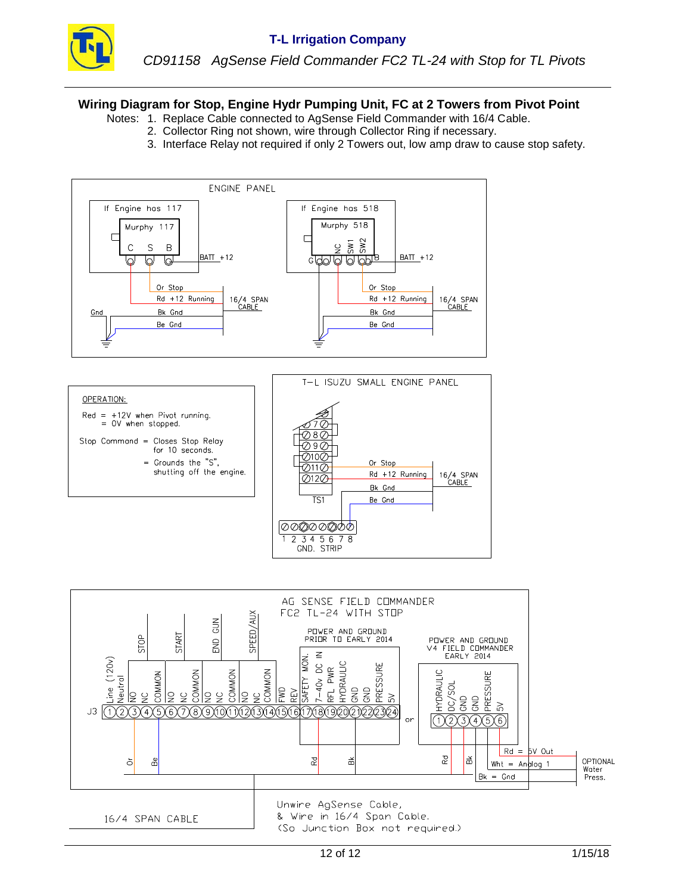## Wiring Diagram for Stop, Engine Hydr Pumping Unit, FC at 2 Towers from Pivot Point

Notes:
1. Replace Cable connected to AgSense Field Commander with 16/4 Cable.
2. Collector Ring not shown, wire through Collector Ring if necessary.
3. Interface Relay not required if only 2 Towers out, low amp draw to cause stop safety.

ENGINE PANEL

If Engine has 117

Murphy 117

C S B

BATT +12

Gnd

Or Stop

Rd +12 Running

Bk Gnd

Be Gnd

16/4 SPAN CABLE

If Engine has 518

Murphy 518

NC SW1 SW2

G B

BATT +12

Or Stop

Rd +12 Running

Bk Gnd

Be Gnd

16/4 SPAN CABLE

OPERATION:

Red = +12V when Pivot running.
= 0V when stopped.

Stop Command = Closes Stop Relay for 10 seconds.
= Grounds the "S", shutting off the engine.

T-L ISUZU SMALL ENGINE PANEL

7 8 9 10 11 12

TS1

Or Stop

Rd +12 Running

Bk Gnd

Be Gnd

16/4 SPAN CABLE

1 2 3 4 5 6 7 8
GND. STRIP

AG SENSE FIELD COMMANDER
FC2 TL-24 WITH STOP

STOP START END GUN SPEED/AUX

POWER AND GROUND PRIOR TO EARLY 2014

POWER AND GROUND V4 FIELD COMMANDER EARLY 2014

J3: 1 Line (120v), 2 Neutral, 3 NO, 4 NC, 5 COMMON, 6 NO, 7 NC, 8 COMMON, 9 NO, 10 NC, 11 COMMON, 12 NO, 13 NC, 14 COMMON, 15 FWD, 16 REV, 17 SAFETY MON., 18 7-40v DC IN, 19 RFL PWR, 20 HYDRAULIC, 21 GND, 22 GND, 23 PRESSURE, 24 5V

or

1 HYDRAULIC, 2 DC/SOL, 3 GND, 4 GND, 5 PRESSURE, 6 5V

Or Be Rd Bk Rd Bk

Rd = 5V Out

Wht = Analog 1

Bk = Gnd

OPTIONAL Water Press.

16/4 SPAN CABLE

Unwire AgSense Cable,
& Wire in 16/4 Span Cable.
(So Junction Box not required.)